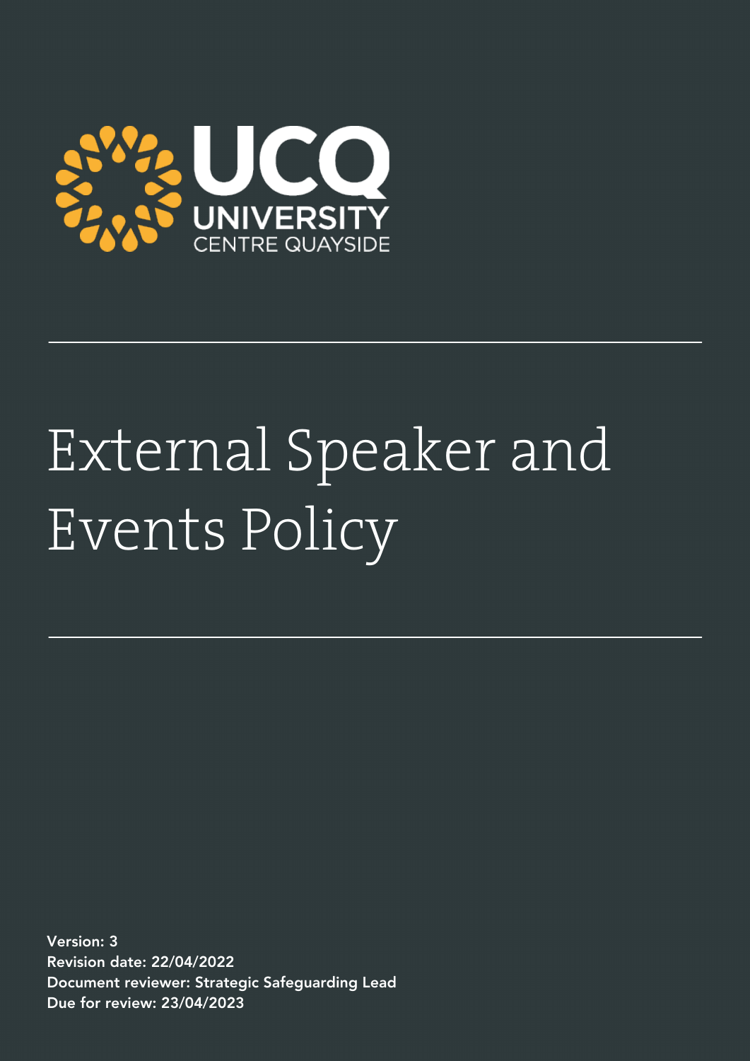UCQ

UNIVERSITY
CENTRE QUAYSIDE

# External Speaker and Events Policy

**Version: 3**
**Revision date: 22/04/2022**
**Document reviewer: Strategic Safeguarding Lead**
**Due for review: 23/04/2023**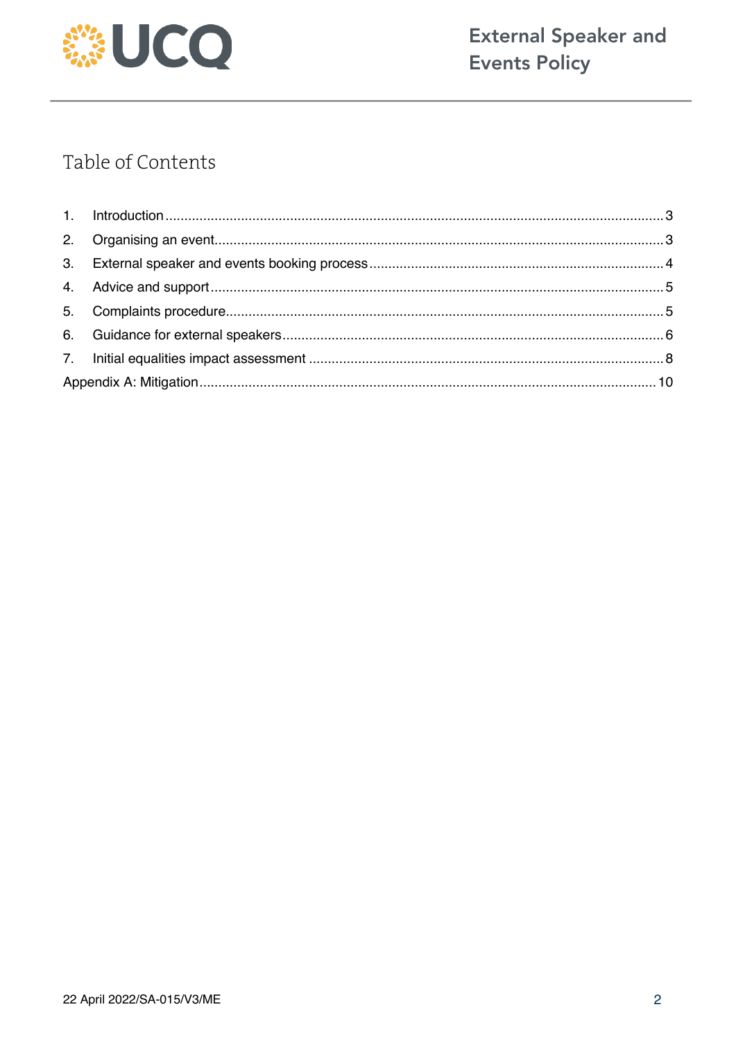# Table of Contents

1. Introduction ..... 3
2. Organising an event ..... 3
3. External speaker and events booking process ..... 4
4. Advice and support ..... 5
5. Complaints procedure ..... 5
6. Guidance for external speakers ..... 6
7. Initial equalities impact assessment ..... 8

Appendix A: Mitigation ..... 10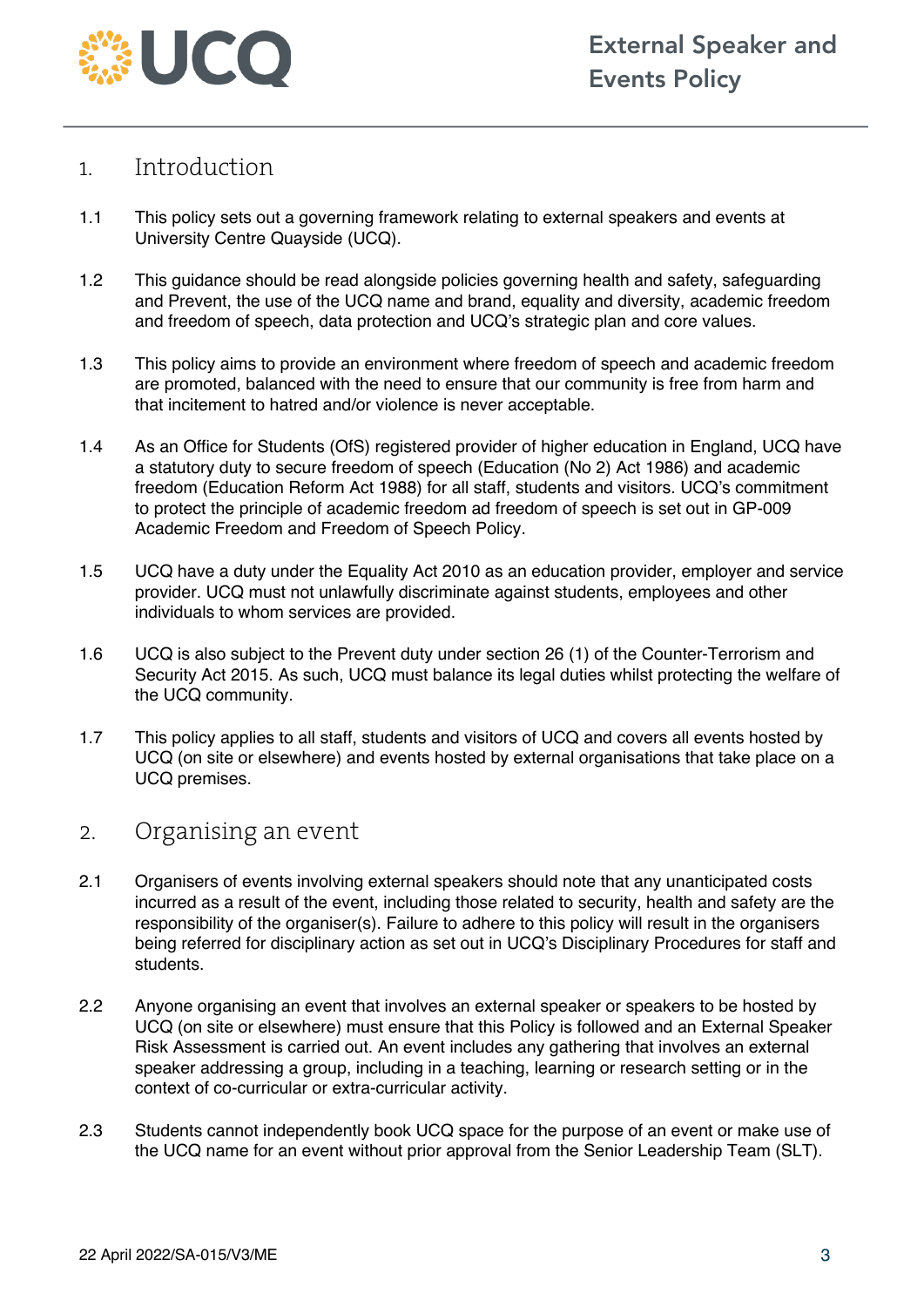## 1. Introduction

1.1 This policy sets out a governing framework relating to external speakers and events at University Centre Quayside (UCQ).

1.2 This guidance should be read alongside policies governing health and safety, safeguarding and Prevent, the use of the UCQ name and brand, equality and diversity, academic freedom and freedom of speech, data protection and UCQ's strategic plan and core values.

1.3 This policy aims to provide an environment where freedom of speech and academic freedom are promoted, balanced with the need to ensure that our community is free from harm and that incitement to hatred and/or violence is never acceptable.

1.4 As an Office for Students (OfS) registered provider of higher education in England, UCQ have a statutory duty to secure freedom of speech (Education (No 2) Act 1986) and academic freedom (Education Reform Act 1988) for all staff, students and visitors. UCQ's commitment to protect the principle of academic freedom ad freedom of speech is set out in GP-009 Academic Freedom and Freedom of Speech Policy.

1.5 UCQ have a duty under the Equality Act 2010 as an education provider, employer and service provider. UCQ must not unlawfully discriminate against students, employees and other individuals to whom services are provided.

1.6 UCQ is also subject to the Prevent duty under section 26 (1) of the Counter-Terrorism and Security Act 2015. As such, UCQ must balance its legal duties whilst protecting the welfare of the UCQ community.

1.7 This policy applies to all staff, students and visitors of UCQ and covers all events hosted by UCQ (on site or elsewhere) and events hosted by external organisations that take place on a UCQ premises.

## 2. Organising an event

2.1 Organisers of events involving external speakers should note that any unanticipated costs incurred as a result of the event, including those related to security, health and safety are the responsibility of the organiser(s). Failure to adhere to this policy will result in the organisers being referred for disciplinary action as set out in UCQ's Disciplinary Procedures for staff and students.

2.2 Anyone organising an event that involves an external speaker or speakers to be hosted by UCQ (on site or elsewhere) must ensure that this Policy is followed and an External Speaker Risk Assessment is carried out. An event includes any gathering that involves an external speaker addressing a group, including in a teaching, learning or research setting or in the context of co-curricular or extra-curricular activity.

2.3 Students cannot independently book UCQ space for the purpose of an event or make use of the UCQ name for an event without prior approval from the Senior Leadership Team (SLT).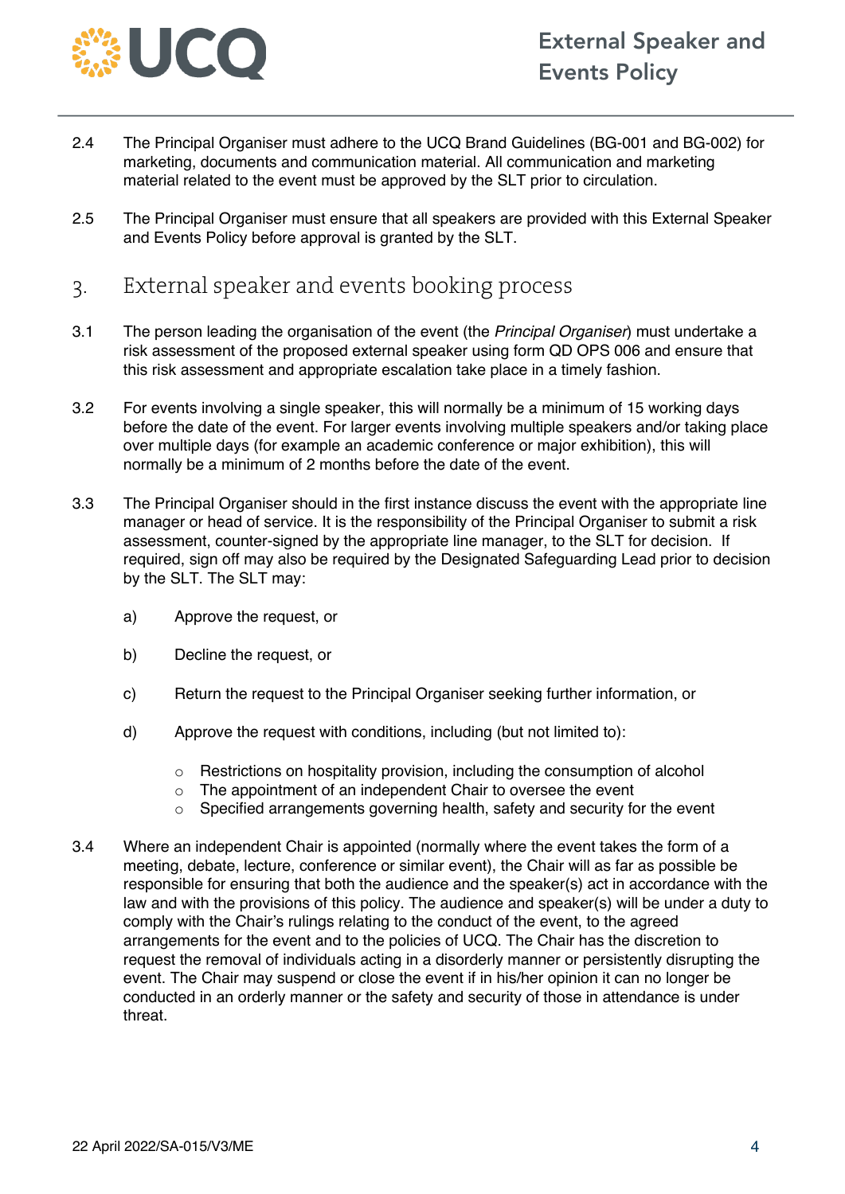2.4 The Principal Organiser must adhere to the UCQ Brand Guidelines (BG-001 and BG-002) for marketing, documents and communication material. All communication and marketing material related to the event must be approved by the SLT prior to circulation.

2.5 The Principal Organiser must ensure that all speakers are provided with this External Speaker and Events Policy before approval is granted by the SLT.

## 3. External speaker and events booking process

3.1 The person leading the organisation of the event (the *Principal Organiser*) must undertake a risk assessment of the proposed external speaker using form QD OPS 006 and ensure that this risk assessment and appropriate escalation take place in a timely fashion.

3.2 For events involving a single speaker, this will normally be a minimum of 15 working days before the date of the event. For larger events involving multiple speakers and/or taking place over multiple days (for example an academic conference or major exhibition), this will normally be a minimum of 2 months before the date of the event.

3.3 The Principal Organiser should in the first instance discuss the event with the appropriate line manager or head of service. It is the responsibility of the Principal Organiser to submit a risk assessment, counter-signed by the appropriate line manager, to the SLT for decision. If required, sign off may also be required by the Designated Safeguarding Lead prior to decision by the SLT. The SLT may:

a) Approve the request, or

b) Decline the request, or

c) Return the request to the Principal Organiser seeking further information, or

d) Approve the request with conditions, including (but not limited to):

- Restrictions on hospitality provision, including the consumption of alcohol
- The appointment of an independent Chair to oversee the event
- Specified arrangements governing health, safety and security for the event

3.4 Where an independent Chair is appointed (normally where the event takes the form of a meeting, debate, lecture, conference or similar event), the Chair will as far as possible be responsible for ensuring that both the audience and the speaker(s) act in accordance with the law and with the provisions of this policy. The audience and speaker(s) will be under a duty to comply with the Chair's rulings relating to the conduct of the event, to the agreed arrangements for the event and to the policies of UCQ. The Chair has the discretion to request the removal of individuals acting in a disorderly manner or persistently disrupting the event. The Chair may suspend or close the event if in his/her opinion it can no longer be conducted in an orderly manner or the safety and security of those in attendance is under threat.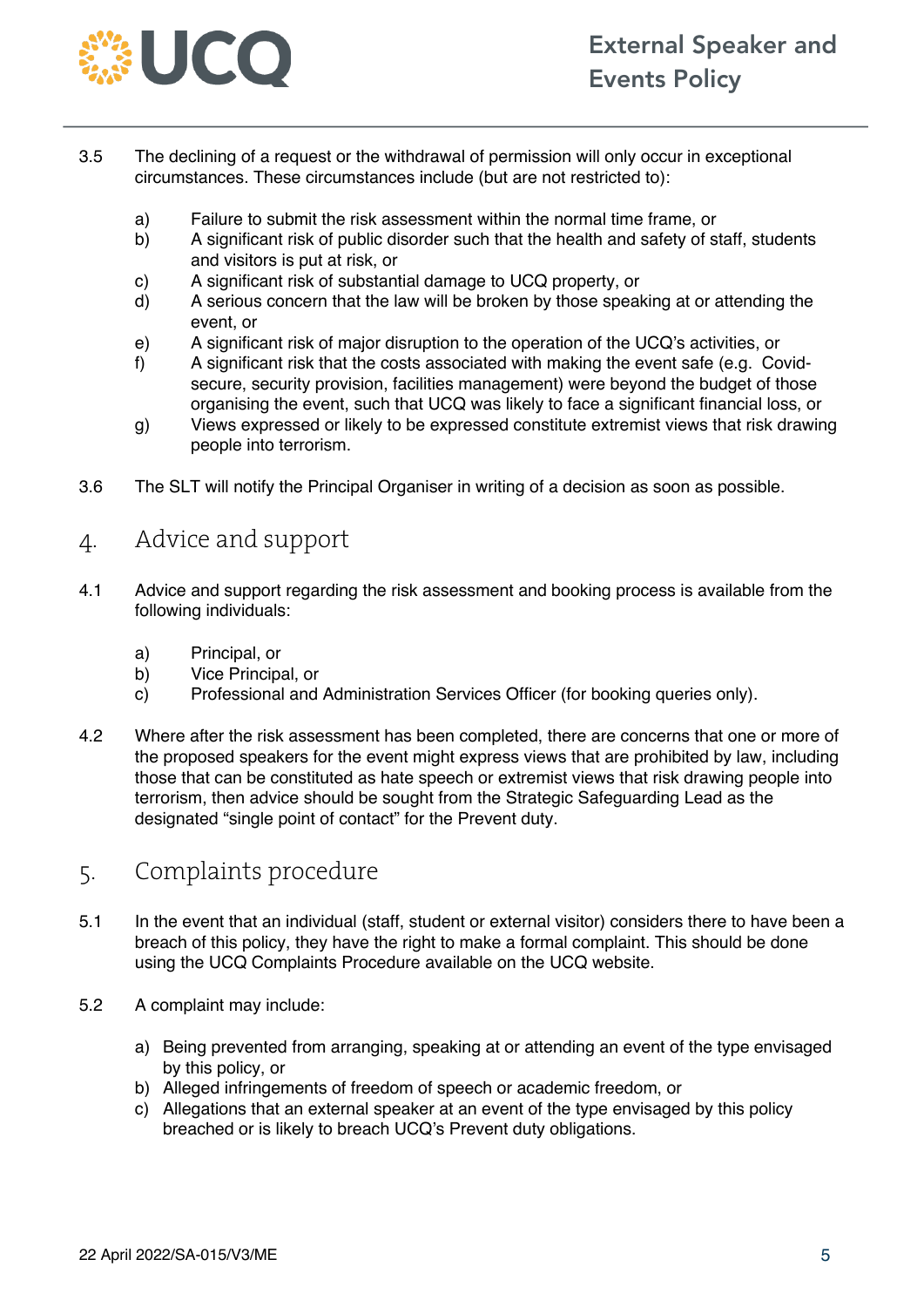3.5 The declining of a request or the withdrawal of permission will only occur in exceptional circumstances. These circumstances include (but are not restricted to):

a) Failure to submit the risk assessment within the normal time frame, or
b) A significant risk of public disorder such that the health and safety of staff, students and visitors is put at risk, or
c) A significant risk of substantial damage to UCQ property, or
d) A serious concern that the law will be broken by those speaking at or attending the event, or
e) A significant risk of major disruption to the operation of the UCQ's activities, or
f) A significant risk that the costs associated with making the event safe (e.g. Covid-secure, security provision, facilities management) were beyond the budget of those organising the event, such that UCQ was likely to face a significant financial loss, or
g) Views expressed or likely to be expressed constitute extremist views that risk drawing people into terrorism.

3.6 The SLT will notify the Principal Organiser in writing of a decision as soon as possible.

## 4. Advice and support

4.1 Advice and support regarding the risk assessment and booking process is available from the following individuals:

a) Principal, or
b) Vice Principal, or
c) Professional and Administration Services Officer (for booking queries only).

4.2 Where after the risk assessment has been completed, there are concerns that one or more of the proposed speakers for the event might express views that are prohibited by law, including those that can be constituted as hate speech or extremist views that risk drawing people into terrorism, then advice should be sought from the Strategic Safeguarding Lead as the designated "single point of contact" for the Prevent duty.

## 5. Complaints procedure

5.1 In the event that an individual (staff, student or external visitor) considers there to have been a breach of this policy, they have the right to make a formal complaint. This should be done using the UCQ Complaints Procedure available on the UCQ website.

5.2 A complaint may include:

a) Being prevented from arranging, speaking at or attending an event of the type envisaged by this policy, or
b) Alleged infringements of freedom of speech or academic freedom, or
c) Allegations that an external speaker at an event of the type envisaged by this policy breached or is likely to breach UCQ's Prevent duty obligations.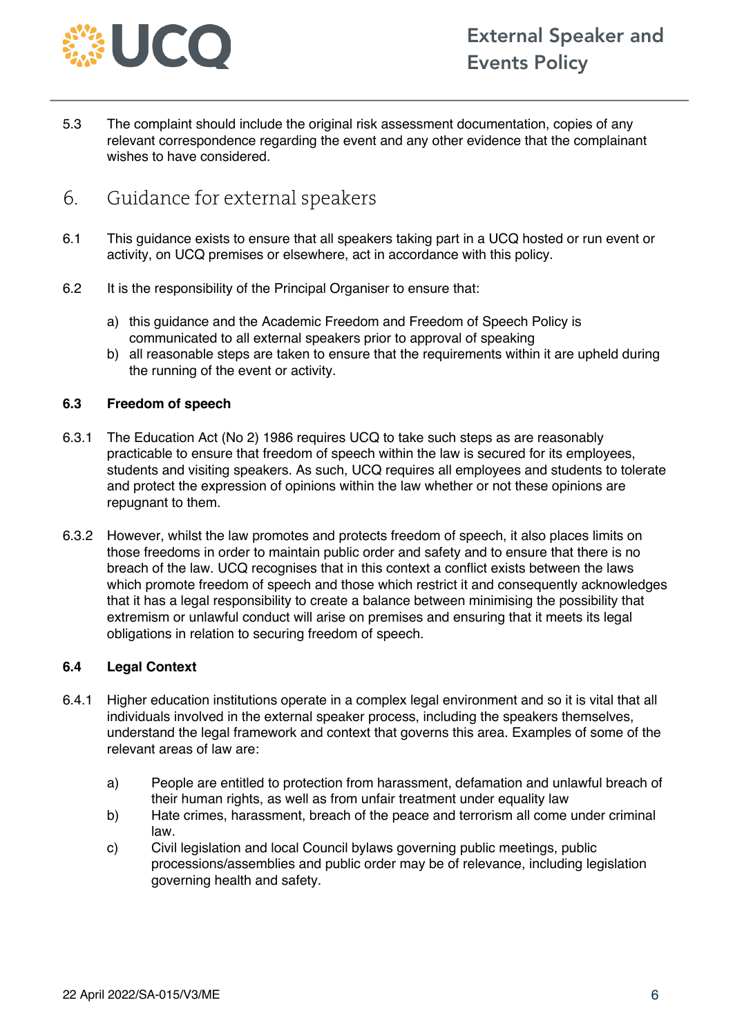5.3 The complaint should include the original risk assessment documentation, copies of any relevant correspondence regarding the event and any other evidence that the complainant wishes to have considered.

## 6. Guidance for external speakers

6.1 This guidance exists to ensure that all speakers taking part in a UCQ hosted or run event or activity, on UCQ premises or elsewhere, act in accordance with this policy.

6.2 It is the responsibility of the Principal Organiser to ensure that:

a) this guidance and the Academic Freedom and Freedom of Speech Policy is communicated to all external speakers prior to approval of speaking
b) all reasonable steps are taken to ensure that the requirements within it are upheld during the running of the event or activity.

### 6.3 Freedom of speech

6.3.1 The Education Act (No 2) 1986 requires UCQ to take such steps as are reasonably practicable to ensure that freedom of speech within the law is secured for its employees, students and visiting speakers. As such, UCQ requires all employees and students to tolerate and protect the expression of opinions within the law whether or not these opinions are repugnant to them.

6.3.2 However, whilst the law promotes and protects freedom of speech, it also places limits on those freedoms in order to maintain public order and safety and to ensure that there is no breach of the law. UCQ recognises that in this context a conflict exists between the laws which promote freedom of speech and those which restrict it and consequently acknowledges that it has a legal responsibility to create a balance between minimising the possibility that extremism or unlawful conduct will arise on premises and ensuring that it meets its legal obligations in relation to securing freedom of speech.

### 6.4 Legal Context

6.4.1 Higher education institutions operate in a complex legal environment and so it is vital that all individuals involved in the external speaker process, including the speakers themselves, understand the legal framework and context that governs this area. Examples of some of the relevant areas of law are:

a) People are entitled to protection from harassment, defamation and unlawful breach of their human rights, as well as from unfair treatment under equality law
b) Hate crimes, harassment, breach of the peace and terrorism all come under criminal law.
c) Civil legislation and local Council bylaws governing public meetings, public processions/assemblies and public order may be of relevance, including legislation governing health and safety.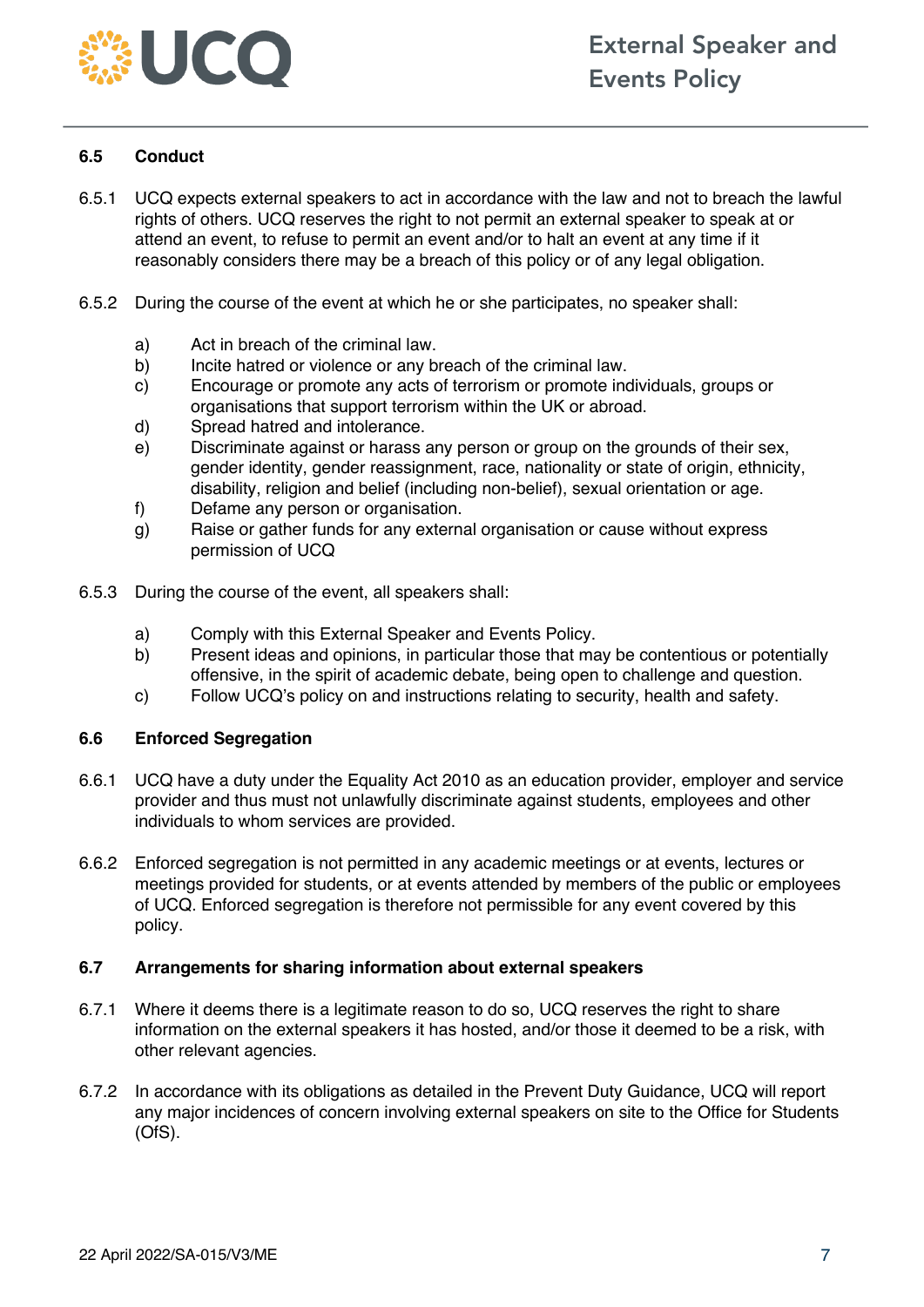### 6.5 Conduct

6.5.1 UCQ expects external speakers to act in accordance with the law and not to breach the lawful rights of others. UCQ reserves the right to not permit an external speaker to speak at or attend an event, to refuse to permit an event and/or to halt an event at any time if it reasonably considers there may be a breach of this policy or of any legal obligation.

6.5.2 During the course of the event at which he or she participates, no speaker shall:

- a) Act in breach of the criminal law.
- b) Incite hatred or violence or any breach of the criminal law.
- c) Encourage or promote any acts of terrorism or promote individuals, groups or organisations that support terrorism within the UK or abroad.
- d) Spread hatred and intolerance.
- e) Discriminate against or harass any person or group on the grounds of their sex, gender identity, gender reassignment, race, nationality or state of origin, ethnicity, disability, religion and belief (including non-belief), sexual orientation or age.
- f) Defame any person or organisation.
- g) Raise or gather funds for any external organisation or cause without express permission of UCQ

6.5.3 During the course of the event, all speakers shall:

- a) Comply with this External Speaker and Events Policy.
- b) Present ideas and opinions, in particular those that may be contentious or potentially offensive, in the spirit of academic debate, being open to challenge and question.
- c) Follow UCQ's policy on and instructions relating to security, health and safety.

### 6.6 Enforced Segregation

6.6.1 UCQ have a duty under the Equality Act 2010 as an education provider, employer and service provider and thus must not unlawfully discriminate against students, employees and other individuals to whom services are provided.

6.6.2 Enforced segregation is not permitted in any academic meetings or at events, lectures or meetings provided for students, or at events attended by members of the public or employees of UCQ. Enforced segregation is therefore not permissible for any event covered by this policy.

### 6.7 Arrangements for sharing information about external speakers

6.7.1 Where it deems there is a legitimate reason to do so, UCQ reserves the right to share information on the external speakers it has hosted, and/or those it deemed to be a risk, with other relevant agencies.

6.7.2 In accordance with its obligations as detailed in the Prevent Duty Guidance, UCQ will report any major incidences of concern involving external speakers on site to the Office for Students (OfS).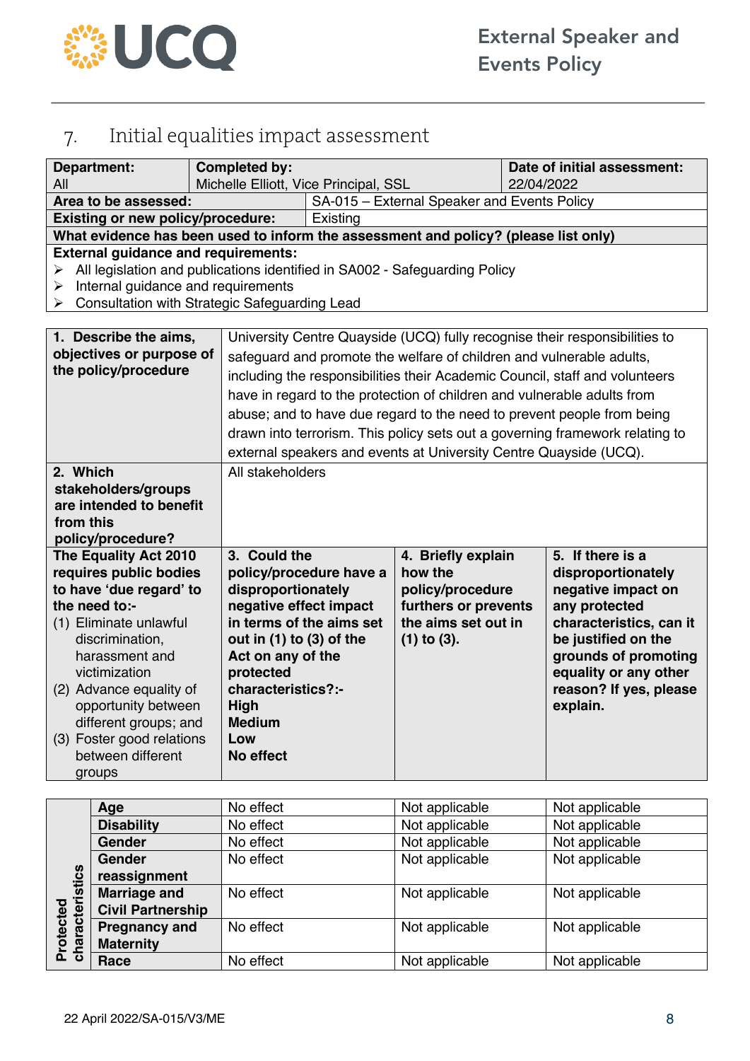## 7. Initial equalities impact assessment

| Department: All | Completed by: Michelle Elliott, Vice Principal, SSL | Date of initial assessment: 22/04/2022 |
|---|---|---|
| **Area to be assessed:** | SA-015 – External Speaker and Events Policy | |
| **Existing or new policy/procedure:** | Existing | |

**What evidence has been used to inform the assessment and policy? (please list only)**

**External guidance and requirements:**

- All legislation and publications identified in SA002 - Safeguarding Policy
- Internal guidance and requirements
- Consultation with Strategic Safeguarding Lead

| | |
|---|---|
| **1. Describe the aims, objectives or purpose of the policy/procedure** | University Centre Quayside (UCQ) fully recognise their responsibilities to safeguard and promote the welfare of children and vulnerable adults, including the responsibilities their Academic Council, staff and volunteers have in regard to the protection of children and vulnerable adults from abuse; and to have due regard to the need to prevent people from being drawn into terrorism. This policy sets out a governing framework relating to external speakers and events at University Centre Quayside (UCQ). |
| **2. Which stakeholders/groups are intended to benefit from this policy/procedure?** | All stakeholders |

| **The Equality Act 2010 requires public bodies to have 'due regard' to the need to:-** (1) Eliminate unlawful discrimination, harassment and victimization (2) Advance equality of opportunity between different groups; and (3) Foster good relations between different groups | | **3. Could the policy/procedure have a disproportionately negative effect impact in terms of the aims set out in (1) to (3) of the Act on any of the protected characteristics?:-** High Medium Low No effect | **4. Briefly explain how the policy/procedure furthers or prevents the aims set out in (1) to (3).** | **5. If there is a disproportionately negative impact on any protected characteristics, can it be justified on the grounds of promoting equality or any other reason? If yes, please explain.** |
|---|---|---|---|---|
| **Protected characteristics** | **Age** | No effect | Not applicable | Not applicable |
| | **Disability** | No effect | Not applicable | Not applicable |
| | **Gender** | No effect | Not applicable | Not applicable |
| | **Gender reassignment** | No effect | Not applicable | Not applicable |
| | **Marriage and Civil Partnership** | No effect | Not applicable | Not applicable |
| | **Pregnancy and Maternity** | No effect | Not applicable | Not applicable |
| | **Race** | No effect | Not applicable | Not applicable |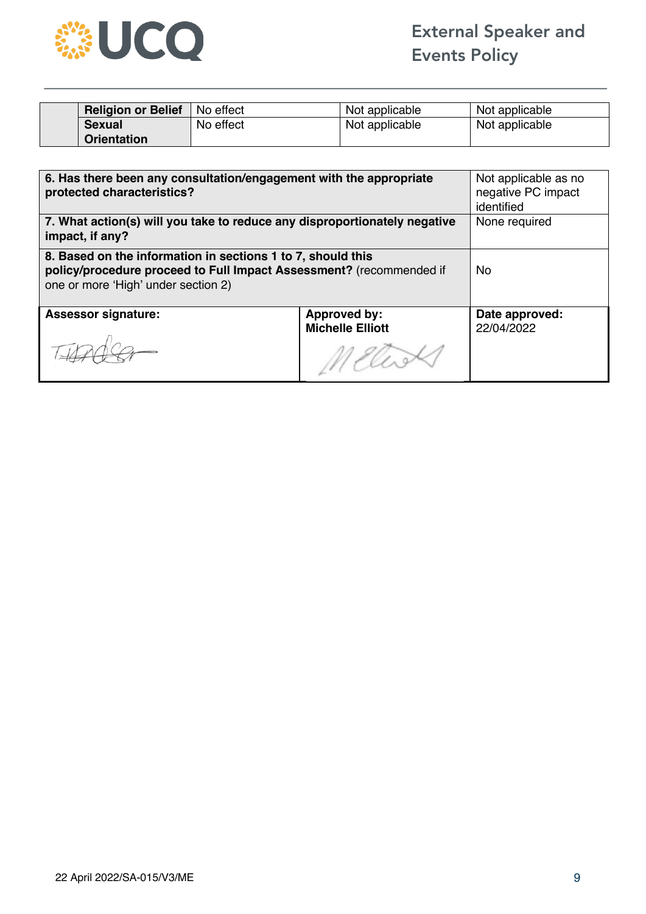| | | | | |
|---|---|---|---|---|
| | **Religion or Belief** | No effect | Not applicable | Not applicable |
| | **Sexual Orientation** | No effect | Not applicable | Not applicable |

| | | |
|---|---|---|
| **6. Has there been any consultation/engagement with the appropriate protected characteristics?** | | Not applicable as no negative PC impact identified |
| **7. What action(s) will you take to reduce any disproportionately negative impact, if any?** | | None required |
| **8. Based on the information in sections 1 to 7, should this policy/procedure proceed to Full Impact Assessment?** (recommended if one or more 'High' under section 2) | | No |
| **Assessor signature:** | **Approved by: Michelle Elliott** | **Date approved:** 22/04/2022 |

22 April 2022/SA-015/V3/ME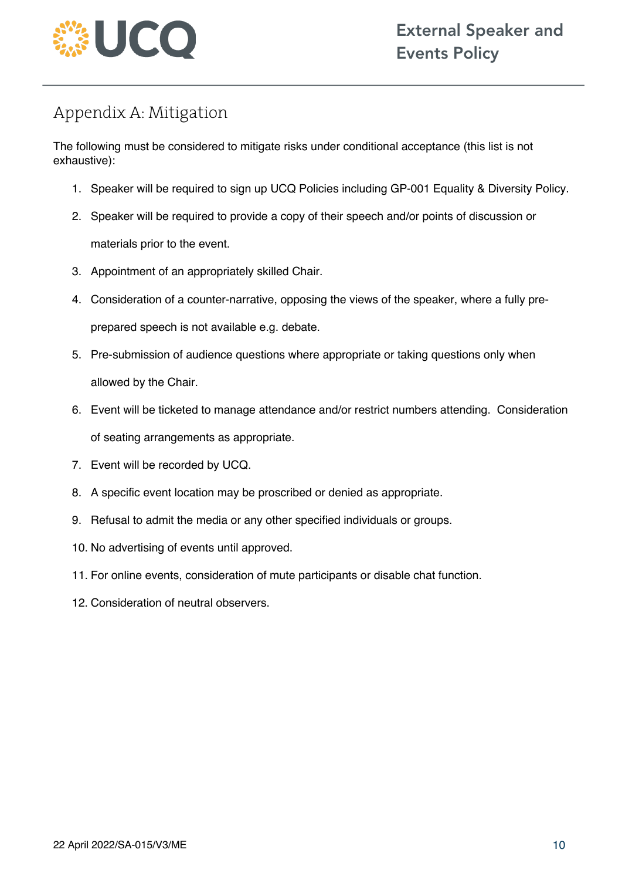# Appendix A: Mitigation

The following must be considered to mitigate risks under conditional acceptance (this list is not exhaustive):

1. Speaker will be required to sign up UCQ Policies including GP-001 Equality & Diversity Policy.
2. Speaker will be required to provide a copy of their speech and/or points of discussion or materials prior to the event.
3. Appointment of an appropriately skilled Chair.
4. Consideration of a counter-narrative, opposing the views of the speaker, where a fully pre-prepared speech is not available e.g. debate.
5. Pre-submission of audience questions where appropriate or taking questions only when allowed by the Chair.
6. Event will be ticketed to manage attendance and/or restrict numbers attending. Consideration of seating arrangements as appropriate.
7. Event will be recorded by UCQ.
8. A specific event location may be proscribed or denied as appropriate.
9. Refusal to admit the media or any other specified individuals or groups.
10. No advertising of events until approved.
11. For online events, consideration of mute participants or disable chat function.
12. Consideration of neutral observers.

22 April 2022/SA-015/V3/ME